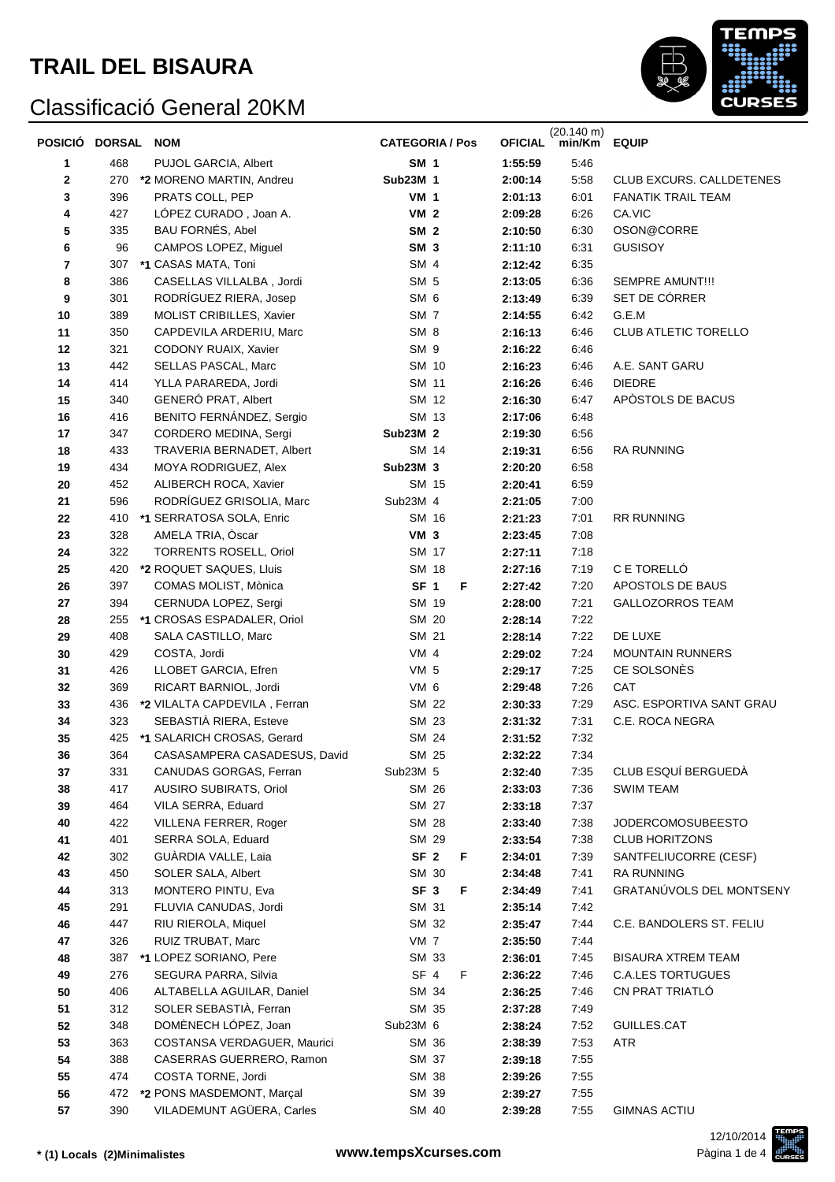# TRAIL DEL BISAURA

## Classificació General 20KM

| POSICIÓ | DORSAL | NOM | CATEGORIA / Pos | | OFICIAL | (20.140 m) min/Km | EQUIP |
|---|---|---|---|---|---|---|---|
| 1 | 468 | PUJOL GARCIA, Albert | **SM 1** | | **1:55:59** | 5:46 | |
| 2 | 270 | *2 MORENO MARTIN, Andreu | **Sub23M 1** | | **2:00:14** | 5:58 | CLUB EXCURS. CALLDETENES |
| 3 | 396 | PRATS COLL, PEP | **VM 1** | | **2:01:13** | 6:01 | FANATIK TRAIL TEAM |
| 4 | 427 | LÓPEZ CURADO , Joan A. | **VM 2** | | **2:09:28** | 6:26 | CA.VIC |
| 5 | 335 | BAU FORNÉS, Abel | **SM 2** | | **2:10:50** | 6:30 | OSON@CORRE |
| 6 | 96 | CAMPOS LOPEZ, Miguel | **SM 3** | | **2:11:10** | 6:31 | GUSISOY |
| 7 | 307 | *1 CASAS MATA, Toni | SM 4 | | **2:12:42** | 6:35 | |
| 8 | 386 | CASELLAS VILLALBA , Jordi | SM 5 | | **2:13:05** | 6:36 | SEMPRE AMUNT!!! |
| 9 | 301 | RODRÍGUEZ RIERA, Josep | SM 6 | | **2:13:49** | 6:39 | SET DE CÓRRER |
| 10 | 389 | MOLIST CRIBILLES, Xavier | SM 7 | | **2:14:55** | 6:42 | G.E.M |
| 11 | 350 | CAPDEVILA ARDERIU, Marc | SM 8 | | **2:16:13** | 6:46 | CLUB ATLETIC TORELLO |
| 12 | 321 | CODONY RUAIX, Xavier | SM 9 | | **2:16:22** | 6:46 | |
| 13 | 442 | SELLAS PASCAL, Marc | SM 10 | | **2:16:23** | 6:46 | A.E. SANT GARU |
| 14 | 414 | YLLA PARAREDA, Jordi | SM 11 | | **2:16:26** | 6:46 | DIEDRE |
| 15 | 340 | GENERÓ PRAT, Albert | SM 12 | | **2:16:30** | 6:47 | APÒSTOLS DE BACUS |
| 16 | 416 | BENITO FERNÁNDEZ, Sergio | SM 13 | | **2:17:06** | 6:48 | |
| 17 | 347 | CORDERO MEDINA, Sergi | **Sub23M 2** | | **2:19:30** | 6:56 | |
| 18 | 433 | TRAVERIA BERNADET, Albert | SM 14 | | **2:19:31** | 6:56 | RA RUNNING |
| 19 | 434 | MOYA RODRIGUEZ, Alex | **Sub23M 3** | | **2:20:20** | 6:58 | |
| 20 | 452 | ALIBERCH ROCA, Xavier | SM 15 | | **2:20:41** | 6:59 | |
| 21 | 596 | RODRÍGUEZ GRISOLIA, Marc | Sub23M 4 | | **2:21:05** | 7:00 | |
| 22 | 410 | *1 SERRATOSA SOLA, Enric | SM 16 | | **2:21:23** | 7:01 | RR RUNNING |
| 23 | 328 | AMELA TRIA, Òscar | **VM 3** | | **2:23:45** | 7:08 | |
| 24 | 322 | TORRENTS ROSELL, Oriol | SM 17 | | **2:27:11** | 7:18 | |
| 25 | 420 | *2 ROQUET SAQUES, Lluis | SM 18 | | **2:27:16** | 7:19 | C E TORELLÓ |
| 26 | 397 | COMAS MOLIST, Mònica | **SF 1** | **F** | **2:27:42** | 7:20 | APOSTOLS DE BAUS |
| 27 | 394 | CERNUDA LOPEZ, Sergi | SM 19 | | **2:28:00** | 7:21 | GALLOZORROS TEAM |
| 28 | 255 | *1 CROSAS ESPADALER, Oriol | SM 20 | | **2:28:14** | 7:22 | |
| 29 | 408 | SALA CASTILLO, Marc | SM 21 | | **2:28:14** | 7:22 | DE LUXE |
| 30 | 429 | COSTA, Jordi | VM 4 | | **2:29:02** | 7:24 | MOUNTAIN RUNNERS |
| 31 | 426 | LLOBET GARCIA, Efren | VM 5 | | **2:29:17** | 7:25 | CE SOLSONÈS |
| 32 | 369 | RICART BARNIOL, Jordi | VM 6 | | **2:29:48** | 7:26 | CAT |
| 33 | 436 | *2 VILALTA CAPDEVILA , Ferran | SM 22 | | **2:30:33** | 7:29 | ASC. ESPORTIVA SANT GRAU |
| 34 | 323 | SEBASTIÀ RIERA, Esteve | SM 23 | | **2:31:32** | 7:31 | C.E. ROCA NEGRA |
| 35 | 425 | *1 SALARICH CROSAS, Gerard | SM 24 | | **2:31:52** | 7:32 | |
| 36 | 364 | CASASAMPERA CASADESUS, David | SM 25 | | **2:32:22** | 7:34 | |
| 37 | 331 | CANUDAS GORGAS, Ferran | Sub23M 5 | | **2:32:40** | 7:35 | CLUB ESQUÍ BERGUEDÀ |
| 38 | 417 | AUSIRO SUBIRATS, Oriol | SM 26 | | **2:33:03** | 7:36 | SWIM TEAM |
| 39 | 464 | VILA SERRA, Eduard | SM 27 | | **2:33:18** | 7:37 | |
| 40 | 422 | VILLENA FERRER, Roger | SM 28 | | **2:33:40** | 7:38 | JODERCOMOSUBEESTO |
| 41 | 401 | SERRA SOLA, Eduard | SM 29 | | **2:33:54** | 7:38 | CLUB HORITZONS |
| 42 | 302 | GUÀRDIA VALLE, Laia | **SF 2** | **F** | **2:34:01** | 7:39 | SANTFELIUCORRE (CESF) |
| 43 | 450 | SOLER SALA, Albert | SM 30 | | **2:34:48** | 7:41 | RA RUNNING |
| 44 | 313 | MONTERO PINTU, Eva | **SF 3** | **F** | **2:34:49** | 7:41 | GRATANÚVOLS DEL MONTSENY |
| 45 | 291 | FLUVIA CANUDAS, Jordi | SM 31 | | **2:35:14** | 7:42 | |
| 46 | 447 | RIU RIEROLA, Miquel | SM 32 | | **2:35:47** | 7:44 | C.E. BANDOLERS ST. FELIU |
| 47 | 326 | RUIZ TRUBAT, Marc | VM 7 | | **2:35:50** | 7:44 | |
| 48 | 387 | *1 LOPEZ SORIANO, Pere | SM 33 | | **2:36:01** | 7:45 | BISAURA XTREM TEAM |
| 49 | 276 | SEGURA PARRA, Silvia | SF 4 | F | **2:36:22** | 7:46 | C.A.LES TORTUGUES |
| 50 | 406 | ALTABELLA AGUILAR, Daniel | SM 34 | | **2:36:25** | 7:46 | CN PRAT TRIATLÓ |
| 51 | 312 | SOLER SEBASTIÀ, Ferran | SM 35 | | **2:37:28** | 7:49 | |
| 52 | 348 | DOMÈNECH LÓPEZ, Joan | Sub23M 6 | | **2:38:24** | 7:52 | GUILLES.CAT |
| 53 | 363 | COSTANSA VERDAGUER, Maurici | SM 36 | | **2:38:39** | 7:53 | ATR |
| 54 | 388 | CASERRAS GUERRERO, Ramon | SM 37 | | **2:39:18** | 7:55 | |
| 55 | 474 | COSTA TORNE, Jordi | SM 38 | | **2:39:26** | 7:55 | |
| 56 | 472 | *2 PONS MASDEMONT, Marçal | SM 39 | | **2:39:27** | 7:55 | |
| 57 | 390 | VILADEMUNT AGÜERA, Carles | SM 40 | | **2:39:28** | 7:55 | GIMNAS ACTIU |

**\* (1) Locals (2)Minimalistes**

**www.tempsXcurses.com**

12/10/2014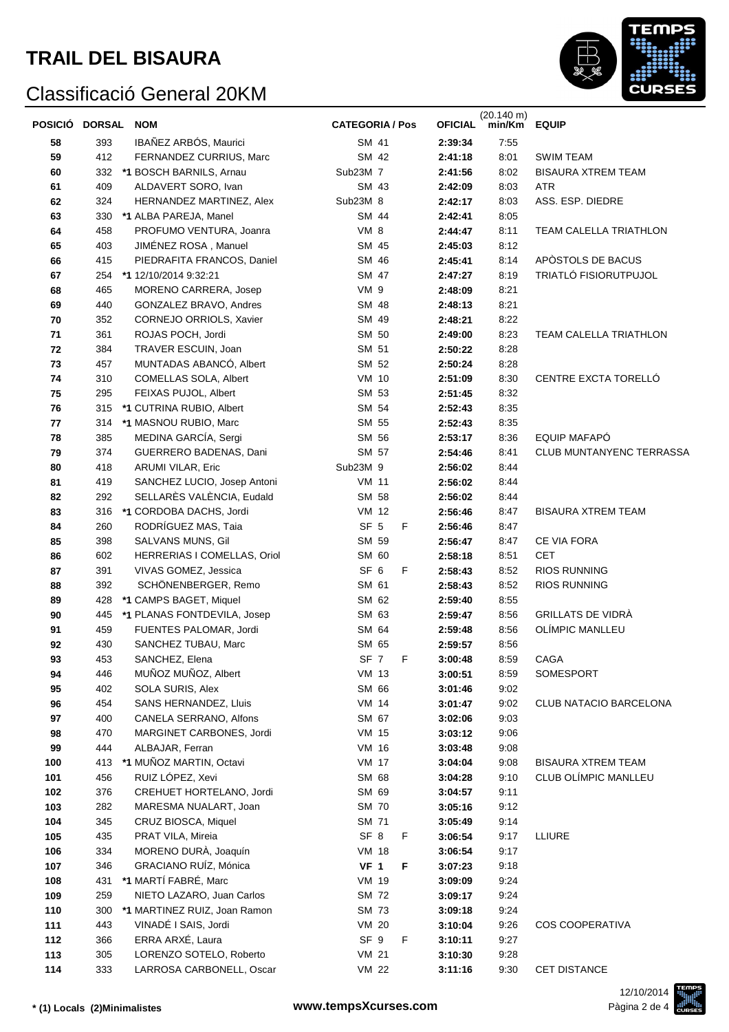# TRAIL DEL BISAURA

## Classificació General 20KM

| POSICIÓ | DORSAL | NOM | CATEGORIA / Pos | | OFICIAL | (20.140 m) min/Km | EQUIP |
|---|---|---|---|---|---|---|---|
| 58 | 393 | IBAÑEZ ARBÓS, Maurici | SM 41 | | 2:39:34 | 7:55 | |
| 59 | 412 | FERNANDEZ CURRIUS, Marc | SM 42 | | 2:41:18 | 8:01 | SWIM TEAM |
| 60 | 332 | *1 BOSCH BARNILS, Arnau | Sub23M 7 | | 2:41:56 | 8:02 | BISAURA XTREM TEAM |
| 61 | 409 | ALDAVERT SORO, Ivan | SM 43 | | 2:42:09 | 8:03 | ATR |
| 62 | 324 | HERNANDEZ MARTINEZ, Alex | Sub23M 8 | | 2:42:17 | 8:03 | ASS. ESP. DIEDRE |
| 63 | 330 | *1 ALBA PAREJA, Manel | SM 44 | | 2:42:41 | 8:05 | |
| 64 | 458 | PROFUMO VENTURA, Joanra | VM 8 | | 2:44:47 | 8:11 | TEAM CALELLA TRIATHLON |
| 65 | 403 | JIMÉNEZ ROSA , Manuel | SM 45 | | 2:45:03 | 8:12 | |
| 66 | 415 | PIEDRAFITA FRANCOS, Daniel | SM 46 | | 2:45:41 | 8:14 | APÒSTOLS DE BACUS |
| 67 | 254 | *1 12/10/2014 9:32:21 | SM 47 | | 2:47:27 | 8:19 | TRIATLÓ FISIORUTPUJOL |
| 68 | 465 | MORENO CARRERA, Josep | VM 9 | | 2:48:09 | 8:21 | |
| 69 | 440 | GONZALEZ BRAVO, Andres | SM 48 | | 2:48:13 | 8:21 | |
| 70 | 352 | CORNEJO ORRIOLS, Xavier | SM 49 | | 2:48:21 | 8:22 | |
| 71 | 361 | ROJAS POCH, Jordi | SM 50 | | 2:49:00 | 8:23 | TEAM CALELLA TRIATHLON |
| 72 | 384 | TRAVER ESCUIN, Joan | SM 51 | | 2:50:22 | 8:28 | |
| 73 | 457 | MUNTADAS ABANCÓ, Albert | SM 52 | | 2:50:24 | 8:28 | |
| 74 | 310 | COMELLAS SOLA, Albert | VM 10 | | 2:51:09 | 8:30 | CENTRE EXCTA TORELLÓ |
| 75 | 295 | FEIXAS PUJOL, Albert | SM 53 | | 2:51:45 | 8:32 | |
| 76 | 315 | *1 CUTRINA RUBIO, Albert | SM 54 | | 2:52:43 | 8:35 | |
| 77 | 314 | *1 MASNOU RUBIO, Marc | SM 55 | | 2:52:43 | 8:35 | |
| 78 | 385 | MEDINA GARCÍA, Sergi | SM 56 | | 2:53:17 | 8:36 | EQUIP MAFAPÓ |
| 79 | 374 | GUERRERO BADENAS, Dani | SM 57 | | 2:54:46 | 8:41 | CLUB MUNTANYENC TERRASSA |
| 80 | 418 | ARUMI VILAR, Eric | Sub23M 9 | | 2:56:02 | 8:44 | |
| 81 | 419 | SANCHEZ LUCIO, Josep Antoni | VM 11 | | 2:56:02 | 8:44 | |
| 82 | 292 | SELLARÈS VALÈNCIA, Eudald | SM 58 | | 2:56:02 | 8:44 | |
| 83 | 316 | *1 CORDOBA DACHS, Jordi | VM 12 | | 2:56:46 | 8:47 | BISAURA XTREM TEAM |
| 84 | 260 | RODRÍGUEZ MAS, Taia | SF 5 | F | 2:56:46 | 8:47 | |
| 85 | 398 | SALVANS MUNS, Gil | SM 59 | | 2:56:47 | 8:47 | CE VIA FORA |
| 86 | 602 | HERRERIAS I COMELLAS, Oriol | SM 60 | | 2:58:18 | 8:51 | CET |
| 87 | 391 | VIVAS GOMEZ, Jessica | SF 6 | F | 2:58:43 | 8:52 | RIOS RUNNING |
| 88 | 392 | SCHÖNENBERGER, Remo | SM 61 | | 2:58:43 | 8:52 | RIOS RUNNING |
| 89 | 428 | *1 CAMPS BAGET, Miquel | SM 62 | | 2:59:40 | 8:55 | |
| 90 | 445 | *1 PLANAS FONTDEVILA, Josep | SM 63 | | 2:59:47 | 8:56 | GRILLATS DE VIDRÀ |
| 91 | 459 | FUENTES PALOMAR, Jordi | SM 64 | | 2:59:48 | 8:56 | OLÍMPIC MANLLEU |
| 92 | 430 | SANCHEZ TUBAU, Marc | SM 65 | | 2:59:57 | 8:56 | |
| 93 | 453 | SANCHEZ, Elena | SF 7 | F | 3:00:48 | 8:59 | CAGA |
| 94 | 446 | MUÑOZ MUÑOZ, Albert | VM 13 | | 3:00:51 | 8:59 | SOMESPORT |
| 95 | 402 | SOLA SURIS, Alex | SM 66 | | 3:01:46 | 9:02 | |
| 96 | 454 | SANS HERNANDEZ, Lluis | VM 14 | | 3:01:47 | 9:02 | CLUB NATACIO BARCELONA |
| 97 | 400 | CANELA SERRANO, Alfons | SM 67 | | 3:02:06 | 9:03 | |
| 98 | 470 | MARGINET CARBONES, Jordi | VM 15 | | 3:03:12 | 9:06 | |
| 99 | 444 | ALBAJAR, Ferran | VM 16 | | 3:03:48 | 9:08 | |
| 100 | 413 | *1 MUÑOZ MARTIN, Octavi | VM 17 | | 3:04:04 | 9:08 | BISAURA XTREM TEAM |
| 101 | 456 | RUIZ LÓPEZ, Xevi | SM 68 | | 3:04:28 | 9:10 | CLUB OLÍMPIC MANLLEU |
| 102 | 376 | CREHUET HORTELANO, Jordi | SM 69 | | 3:04:57 | 9:11 | |
| 103 | 282 | MARESMA NUALART, Joan | SM 70 | | 3:05:16 | 9:12 | |
| 104 | 345 | CRUZ BIOSCA, Miquel | SM 71 | | 3:05:49 | 9:14 | |
| 105 | 435 | PRAT VILA, Mireia | SF 8 | F | 3:06:54 | 9:17 | LLIURE |
| 106 | 334 | MORENO DURÀ, Joaquín | VM 18 | | 3:06:54 | 9:17 | |
| 107 | 346 | GRACIANO RUÍZ, Mónica | **VF 1** | **F** | 3:07:23 | 9:18 | |
| 108 | 431 | *1 MARTÍ FABRÉ, Marc | VM 19 | | 3:09:09 | 9:24 | |
| 109 | 259 | NIETO LAZARO, Juan Carlos | SM 72 | | 3:09:17 | 9:24 | |
| 110 | 300 | *1 MARTINEZ RUIZ, Juan Ramon | SM 73 | | 3:09:18 | 9:24 | |
| 111 | 443 | VINADÉ I SAIS, Jordi | VM 20 | | 3:10:04 | 9:26 | COS COOPERATIVA |
| 112 | 366 | ERRA ARXÉ, Laura | SF 9 | F | 3:10:11 | 9:27 | |
| 113 | 305 | LORENZO SOTELO, Roberto | VM 21 | | 3:10:30 | 9:28 | |
| 114 | 333 | LARROSA CARBONELL, Oscar | VM 22 | | 3:11:16 | 9:30 | CET DISTANCE |

\* (1) Locals (2)Minimalistes

www.tempsXcurses.com

12/10/2014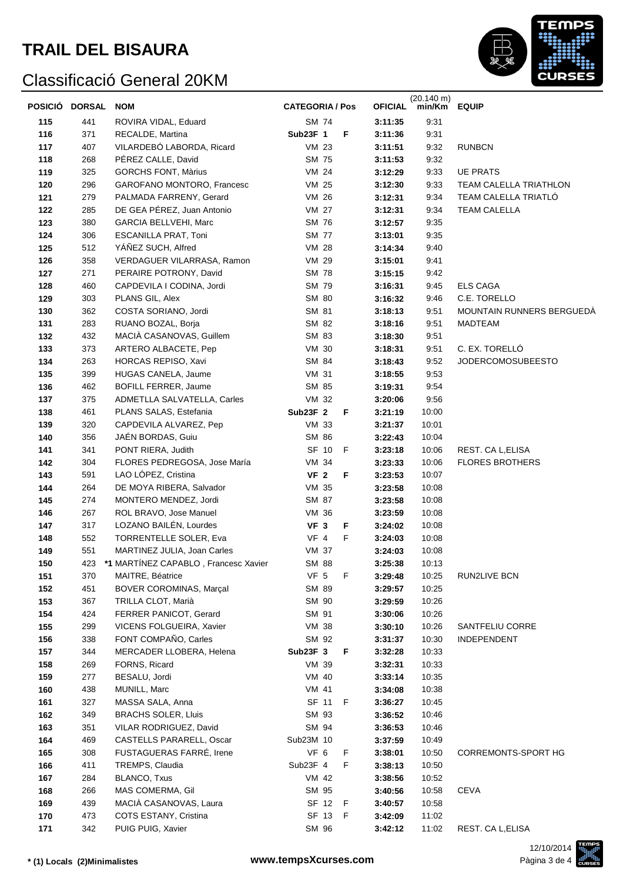# TRAIL DEL BISAURA

## Classificació General 20KM

| POSICIÓ | DORSAL | NOM | CATEGORIA / Pos | | OFICIAL | (20.140 m) min/Km | EQUIP |
|---|---|---|---|---|---|---|---|
| 115 | 441 | ROVIRA VIDAL, Eduard | SM 74 | | 3:11:35 | 9:31 | |
| 116 | 371 | RECALDE, Martina | Sub23F 1 | F | 3:11:36 | 9:31 | |
| 117 | 407 | VILARDEBÓ LABORDA, Ricard | VM 23 | | 3:11:51 | 9:32 | RUNBCN |
| 118 | 268 | PÉREZ CALLE, David | SM 75 | | 3:11:53 | 9:32 | |
| 119 | 325 | GORCHS FONT, Màrius | VM 24 | | 3:12:29 | 9:33 | UE PRATS |
| 120 | 296 | GAROFANO MONTORO, Francesc | VM 25 | | 3:12:30 | 9:33 | TEAM CALELLA TRIATHLON |
| 121 | 279 | PALMADA FARRENY, Gerard | VM 26 | | 3:12:31 | 9:34 | TEAM CALELLA TRIATLÓ |
| 122 | 285 | DE GEA PÉREZ, Juan Antonio | VM 27 | | 3:12:31 | 9:34 | TEAM CALELLA |
| 123 | 380 | GARCIA BELLVEHI, Marc | SM 76 | | 3:12:57 | 9:35 | |
| 124 | 306 | ESCANILLA PRAT, Toni | SM 77 | | 3:13:01 | 9:35 | |
| 125 | 512 | YÁÑEZ SUCH, Alfred | VM 28 | | 3:14:34 | 9:40 | |
| 126 | 358 | VERDAGUER VILARRASA, Ramon | VM 29 | | 3:15:01 | 9:41 | |
| 127 | 271 | PERAIRE POTRONY, David | SM 78 | | 3:15:15 | 9:42 | |
| 128 | 460 | CAPDEVILA I CODINA, Jordi | SM 79 | | 3:16:31 | 9:45 | ELS CAGA |
| 129 | 303 | PLANS GIL, Alex | SM 80 | | 3:16:32 | 9:46 | C.E. TORELLO |
| 130 | 362 | COSTA SORIANO, Jordi | SM 81 | | 3:18:13 | 9:51 | MOUNTAIN RUNNERS BERGUEDÀ |
| 131 | 283 | RUANO BOZAL, Borja | SM 82 | | 3:18:16 | 9:51 | MADTEAM |
| 132 | 432 | MACIÀ CASANOVAS, Guillem | SM 83 | | 3:18:30 | 9:51 | |
| 133 | 373 | ARTERO ALBACETE, Pep | VM 30 | | 3:18:31 | 9:51 | C. EX. TORELLÓ |
| 134 | 263 | HORCAS REPISO, Xavi | SM 84 | | 3:18:43 | 9:52 | JODERCOMOSUBEESTO |
| 135 | 399 | HUGAS CANELA, Jaume | VM 31 | | 3:18:55 | 9:53 | |
| 136 | 462 | BOFILL FERRER, Jaume | SM 85 | | 3:19:31 | 9:54 | |
| 137 | 375 | ADMETLLA SALVATELLA, Carles | VM 32 | | 3:20:06 | 9:56 | |
| 138 | 461 | PLANS SALAS, Estefania | Sub23F 2 | F | 3:21:19 | 10:00 | |
| 139 | 320 | CAPDEVILA ALVAREZ, Pep | VM 33 | | 3:21:37 | 10:01 | |
| 140 | 356 | JAÉN BORDAS, Guiu | SM 86 | | 3:22:43 | 10:04 | |
| 141 | 341 | PONT RIERA, Judith | SF 10 | F | 3:23:18 | 10:06 | REST. CA L,ELISA |
| 142 | 304 | FLORES PEDREGOSA, Jose María | VM 34 | | 3:23:33 | 10:06 | FLORES BROTHERS |
| 143 | 591 | LAO LÓPEZ, Cristina | VF 2 | F | 3:23:53 | 10:07 | |
| 144 | 264 | DE MOYA RIBERA, Salvador | VM 35 | | 3:23:58 | 10:08 | |
| 145 | 274 | MONTERO MENDEZ, Jordi | SM 87 | | 3:23:58 | 10:08 | |
| 146 | 267 | ROL BRAVO, Jose Manuel | VM 36 | | 3:23:59 | 10:08 | |
| 147 | 317 | LOZANO BAILÉN, Lourdes | VF 3 | F | 3:24:02 | 10:08 | |
| 148 | 552 | TORRENTELLE SOLER, Eva | VF 4 | F | 3:24:03 | 10:08 | |
| 149 | 551 | MARTINEZ JULIA, Joan Carles | VM 37 | | 3:24:03 | 10:08 | |
| 150 | 423 | *1 MARTÍNEZ CAPABLO , Francesc Xavier | SM 88 | | 3:25:38 | 10:13 | |
| 151 | 370 | MAITRE, Béatrice | VF 5 | F | 3:29:48 | 10:25 | RUN2LIVE BCN |
| 152 | 451 | BOVER COROMINAS, Marçal | SM 89 | | 3:29:57 | 10:25 | |
| 153 | 367 | TRILLA CLOT, Marià | SM 90 | | 3:29:59 | 10:26 | |
| 154 | 424 | FERRER PANICOT, Gerard | SM 91 | | 3:30:06 | 10:26 | |
| 155 | 299 | VICENS FOLGUEIRA, Xavier | VM 38 | | 3:30:10 | 10:26 | SANTFELIU CORRE |
| 156 | 338 | FONT COMPAÑO, Carles | SM 92 | | 3:31:37 | 10:30 | INDEPENDENT |
| 157 | 344 | MERCADER LLOBERA, Helena | Sub23F 3 | F | 3:32:28 | 10:33 | |
| 158 | 269 | FORNS, Ricard | VM 39 | | 3:32:31 | 10:33 | |
| 159 | 277 | BESALU, Jordi | VM 40 | | 3:33:14 | 10:35 | |
| 160 | 438 | MUNILL, Marc | VM 41 | | 3:34:08 | 10:38 | |
| 161 | 327 | MASSA SALA, Anna | SF 11 | F | 3:36:27 | 10:45 | |
| 162 | 349 | BRACHS SOLER, Lluis | SM 93 | | 3:36:52 | 10:46 | |
| 163 | 351 | VILAR RODRIGUEZ, David | SM 94 | | 3:36:53 | 10:46 | |
| 164 | 469 | CASTELLS PARARELL, Oscar | Sub23M 10 | | 3:37:59 | 10:49 | |
| 165 | 308 | FUSTAGUERAS FARRÉ, Irene | VF 6 | F | 3:38:01 | 10:50 | CORREMONTS-SPORT HG |
| 166 | 411 | TREMPS, Claudia | Sub23F 4 | F | 3:38:13 | 10:50 | |
| 167 | 284 | BLANCO, Txus | VM 42 | | 3:38:56 | 10:52 | |
| 168 | 266 | MAS COMERMA, Gil | SM 95 | | 3:40:56 | 10:58 | CEVA |
| 169 | 439 | MACIÀ CASANOVAS, Laura | SF 12 | F | 3:40:57 | 10:58 | |
| 170 | 473 | COTS ESTANY, Cristina | SF 13 | F | 3:42:09 | 11:02 | |
| 171 | 342 | PUIG PUIG, Xavier | SM 96 | | 3:42:12 | 11:02 | REST. CA L,ELISA |

* (1) Locals (2)Minimalistes

www.tempsXcurses.com

12/10/2014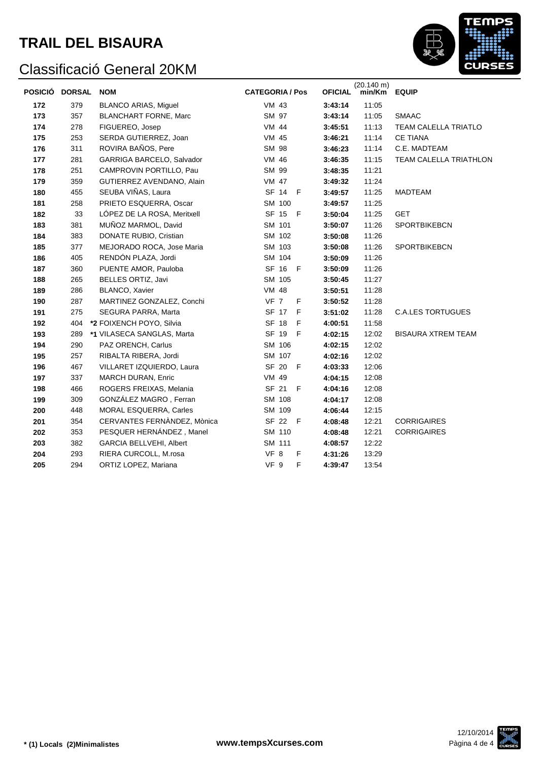# TRAIL DEL BISAURA

## Classificació General 20KM

| POSICIÓ | DORSAL | NOM | CATEGORIA / Pos | | OFICIAL | (20.140 m) min/Km | EQUIP |
|---|---|---|---|---|---|---|---|
| 172 | 379 | BLANCO ARIAS, Miguel | VM 43 | | 3:43:14 | 11:05 | |
| 173 | 357 | BLANCHART FORNE, Marc | SM 97 | | 3:43:14 | 11:05 | SMAAC |
| 174 | 278 | FIGUEREO, Josep | VM 44 | | 3:45:51 | 11:13 | TEAM CALELLA TRIATLO |
| 175 | 253 | SERDA GUTIERREZ, Joan | VM 45 | | 3:46:21 | 11:14 | CE TIANA |
| 176 | 311 | ROVIRA BAÑOS, Pere | SM 98 | | 3:46:23 | 11:14 | C.E. MADTEAM |
| 177 | 281 | GARRIGA BARCELO, Salvador | VM 46 | | 3:46:35 | 11:15 | TEAM CALELLA TRIATHLON |
| 178 | 251 | CAMPROVIN PORTILLO, Pau | SM 99 | | 3:48:35 | 11:21 | |
| 179 | 359 | GUTIERREZ AVENDANO, Alain | VM 47 | | 3:49:32 | 11:24 | |
| 180 | 455 | SEUBA VIÑAS, Laura | SF 14 | F | 3:49:57 | 11:25 | MADTEAM |
| 181 | 258 | PRIETO ESQUERRA, Oscar | SM 100 | | 3:49:57 | 11:25 | |
| 182 | 33 | LÓPEZ DE LA ROSA, Meritxell | SF 15 | F | 3:50:04 | 11:25 | GET |
| 183 | 381 | MUÑOZ MARMOL, David | SM 101 | | 3:50:07 | 11:26 | SPORTBIKEBCN |
| 184 | 383 | DONATE RUBIO, Cristian | SM 102 | | 3:50:08 | 11:26 | |
| 185 | 377 | MEJORADO ROCA, Jose Maria | SM 103 | | 3:50:08 | 11:26 | SPORTBIKEBCN |
| 186 | 405 | RENDÓN PLAZA, Jordi | SM 104 | | 3:50:09 | 11:26 | |
| 187 | 360 | PUENTE AMOR, Pauloba | SF 16 | F | 3:50:09 | 11:26 | |
| 188 | 265 | BELLES ORTIZ, Javi | SM 105 | | 3:50:45 | 11:27 | |
| 189 | 286 | BLANCO, Xavier | VM 48 | | 3:50:51 | 11:28 | |
| 190 | 287 | MARTINEZ GONZALEZ, Conchi | VF 7 | F | 3:50:52 | 11:28 | |
| 191 | 275 | SEGURA PARRA, Marta | SF 17 | F | 3:51:02 | 11:28 | C.A.LES TORTUGUES |
| 192 | 404 | *2 FOIXENCH POYO, Silvia | SF 18 | F | 4:00:51 | 11:58 | |
| 193 | 289 | *1 VILASECA SANGLAS, Marta | SF 19 | F | 4:02:15 | 12:02 | BISAURA XTREM TEAM |
| 194 | 290 | PAZ ORENCH, Carlus | SM 106 | | 4:02:15 | 12:02 | |
| 195 | 257 | RIBALTA RIBERA, Jordi | SM 107 | | 4:02:16 | 12:02 | |
| 196 | 467 | VILLARET IZQUIERDO, Laura | SF 20 | F | 4:03:33 | 12:06 | |
| 197 | 337 | MARCH DURAN, Enric | VM 49 | | 4:04:15 | 12:08 | |
| 198 | 466 | ROGERS FREIXAS, Melania | SF 21 | F | 4:04:16 | 12:08 | |
| 199 | 309 | GONZÁLEZ MAGRO , Ferran | SM 108 | | 4:04:17 | 12:08 | |
| 200 | 448 | MORAL ESQUERRA, Carles | SM 109 | | 4:06:44 | 12:15 | |
| 201 | 354 | CERVANTES FERNÀNDEZ, Mònica | SF 22 | F | 4:08:48 | 12:21 | CORRIGAIRES |
| 202 | 353 | PESQUER HERNÁNDEZ , Manel | SM 110 | | 4:08:48 | 12:21 | CORRIGAIRES |
| 203 | 382 | GARCIA BELLVEHI, Albert | SM 111 | | 4:08:57 | 12:22 | |
| 204 | 293 | RIERA CURCOLL, M.rosa | VF 8 | F | 4:31:26 | 13:29 | |
| 205 | 294 | ORTIZ LOPEZ, Mariana | VF 9 | F | 4:39:47 | 13:54 | |

**\* (1) Locals (2)Minimalistes**

**www.tempsXcurses.com**

12/10/2014